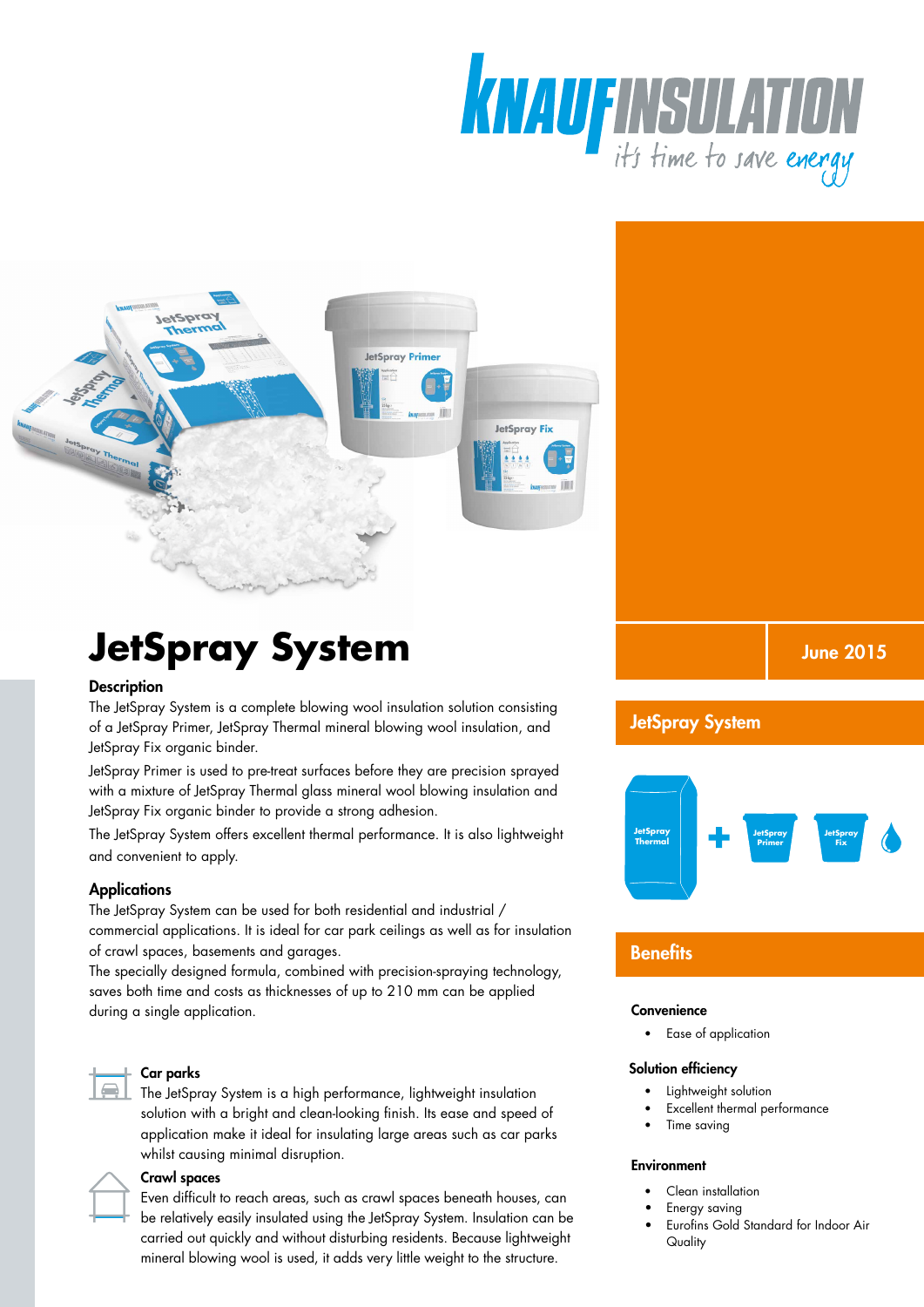# JetSpray System

## Description

The JetSpray System is a complete blowing wool insulation solution consisting of a JetSpray Primer, JetSpray Thermal mineral blowing wool insulation, and JetSpray Fix organic binder.

JetSpray Primer is used to pre-treat surfaces before they are precision sprayed with a mixture of JetSpray Thermal glass mineral wool blowing insulation and JetSpray Fix organic binder to provide a strong adhesion.

The JetSpray System offers excellent thermal performance. It is also lightweight and convenient to apply.

## Applications

The JetSpray System can be used for both residential and industrial / commercial applications. It is ideal for car park ceilings as well as for insulation of crawl spaces, basements and garages.

The specially designed formula, combined with precision-spraying technology, saves both time and costs as thicknesses of up to 210 mm can be applied during a single application.

### Car parks

The JetSpray System is a high performance, lightweight insulation solution with a bright and clean-looking finish. Its ease and speed of application make it ideal for insulating large areas such as car parks whilst causing minimal disruption.

### Crawl spaces

Even difficult to reach areas, such as crawl spaces beneath houses, can be relatively easily insulated using the JetSpray System. Insulation can be carried out quickly and without disturbing residents. Because lightweight mineral blowing wool is used, it adds very little weight to the structure.

June 2015

## JetSpray System

JetSpray Thermal + JetSpray Primer JetSpray Fix

## Benefits

### Convenience

- Ease of application

### Solution efficiency

- Lightweight solution
- Excellent thermal performance
- Time saving

### Environment

- Clean installation
- Energy saving
- Eurofins Gold Standard for Indoor Air Quality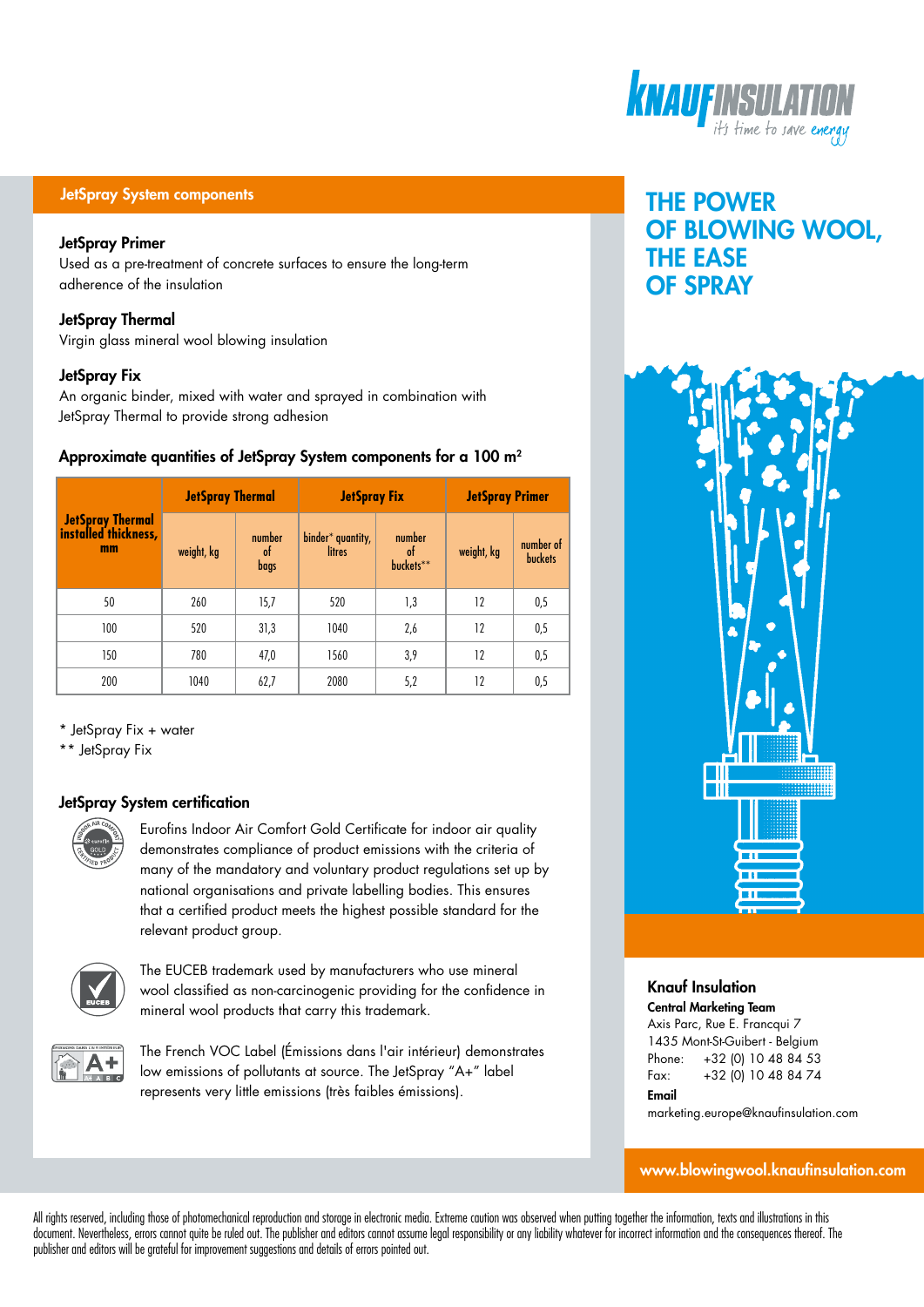## JetSpray System components

### JetSpray Primer

Used as a pre-treatment of concrete surfaces to ensure the long-term adherence of the insulation

### JetSpray Thermal

Virgin glass mineral wool blowing insulation

### JetSpray Fix

An organic binder, mixed with water and sprayed in combination with JetSpray Thermal to provide strong adhesion

### Approximate quantities of JetSpray System components for a 100 m²

| JetSpray Thermal installed thickness, mm | JetSpray Thermal | | JetSpray Fix | | JetSpray Primer | |
|---|---|---|---|---|---|---|
| | weight, kg | number of bags | binder* quantity, litres | number of buckets** | weight, kg | number of buckets |
| 50 | 260 | 15,7 | 520 | 1,3 | 12 | 0,5 |
| 100 | 520 | 31,3 | 1040 | 2,6 | 12 | 0,5 |
| 150 | 780 | 47,0 | 1560 | 3,9 | 12 | 0,5 |
| 200 | 1040 | 62,7 | 2080 | 5,2 | 12 | 0,5 |

* JetSpray Fix + water
** JetSpray Fix

### JetSpray System certification

Eurofins Indoor Air Comfort Gold Certificate for indoor air quality demonstrates compliance of product emissions with the criteria of many of the mandatory and voluntary product regulations set up by national organisations and private labelling bodies. This ensures that a certified product meets the highest possible standard for the relevant product group.

The EUCEB trademark used by manufacturers who use mineral wool classified as non-carcinogenic providing for the confidence in mineral wool products that carry this trademark.

The French VOC Label (Émissions dans l'air intérieur) demonstrates low emissions of pollutants at source. The JetSpray "A+" label represents very little emissions (très faibles émissions).

KNAUF INSULATION
it's time to save energy

# THE POWER OF BLOWING WOOL, THE EASE OF SPRAY

**Knauf Insulation**
**Central Marketing Team**
Axis Parc, Rue E. Francqui 7
1435 Mont-St-Guibert - Belgium
Phone: +32 (0) 10 48 84 53
Fax: +32 (0) 10 48 84 74
**Email**
marketing.europe@knaufinsulation.com

www.blowingwool.knaufinsulation.com

All rights reserved, including those of photomechanical reproduction and storage in electronic media. Extreme caution was observed when putting together the information, texts and illustrations in this document. Nevertheless, errors cannot quite be ruled out. The publisher and editors cannot assume legal responsibility or any liability whatever for incorrect information and the consequences thereof. The publisher and editors will be grateful for improvement suggestions and details of errors pointed out.